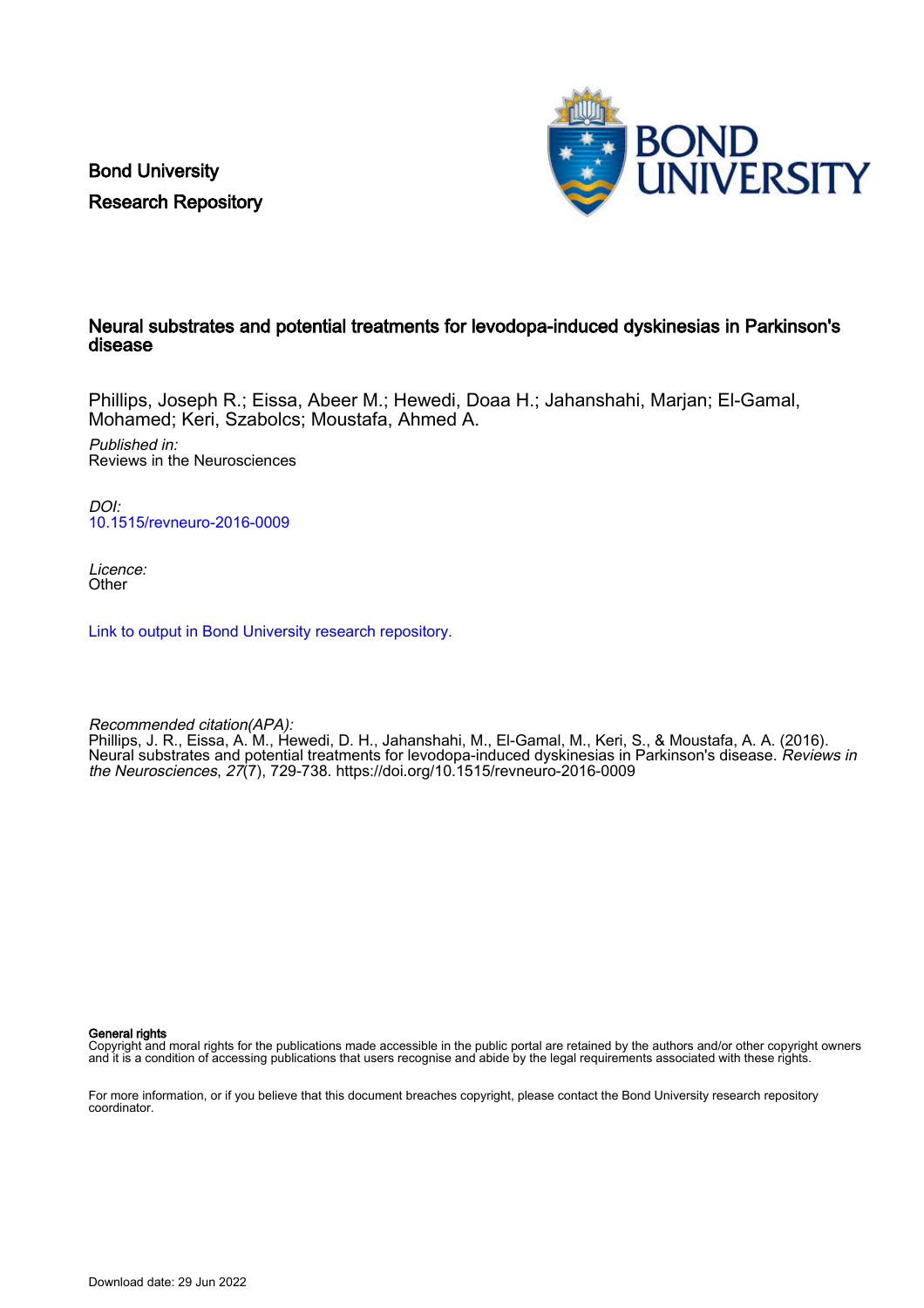Bond University
Research Repository

# Neural substrates and potential treatments for levodopa-induced dyskinesias in Parkinson's disease

Phillips, Joseph R.; Eissa, Abeer M.; Hewedi, Doaa H.; Jahanshahi, Marjan; El-Gamal, Mohamed; Keri, Szabolcs; Moustafa, Ahmed A.

*Published in:*
Reviews in the Neurosciences

*DOI:*
10.1515/revneuro-2016-0009

*Licence:*
Other

Link to output in Bond University research repository.

*Recommended citation(APA):*
Phillips, J. R., Eissa, A. M., Hewedi, D. H., Jahanshahi, M., El-Gamal, M., Keri, S., & Moustafa, A. A. (2016). Neural substrates and potential treatments for levodopa-induced dyskinesias in Parkinson's disease. *Reviews in the Neurosciences*, *27*(7), 729-738. https://doi.org/10.1515/revneuro-2016-0009

**General rights**
Copyright and moral rights for the publications made accessible in the public portal are retained by the authors and/or other copyright owners and it is a condition of accessing publications that users recognise and abide by the legal requirements associated with these rights.

For more information, or if you believe that this document breaches copyright, please contact the Bond University research repository coordinator.

Download date: 29 Jun 2022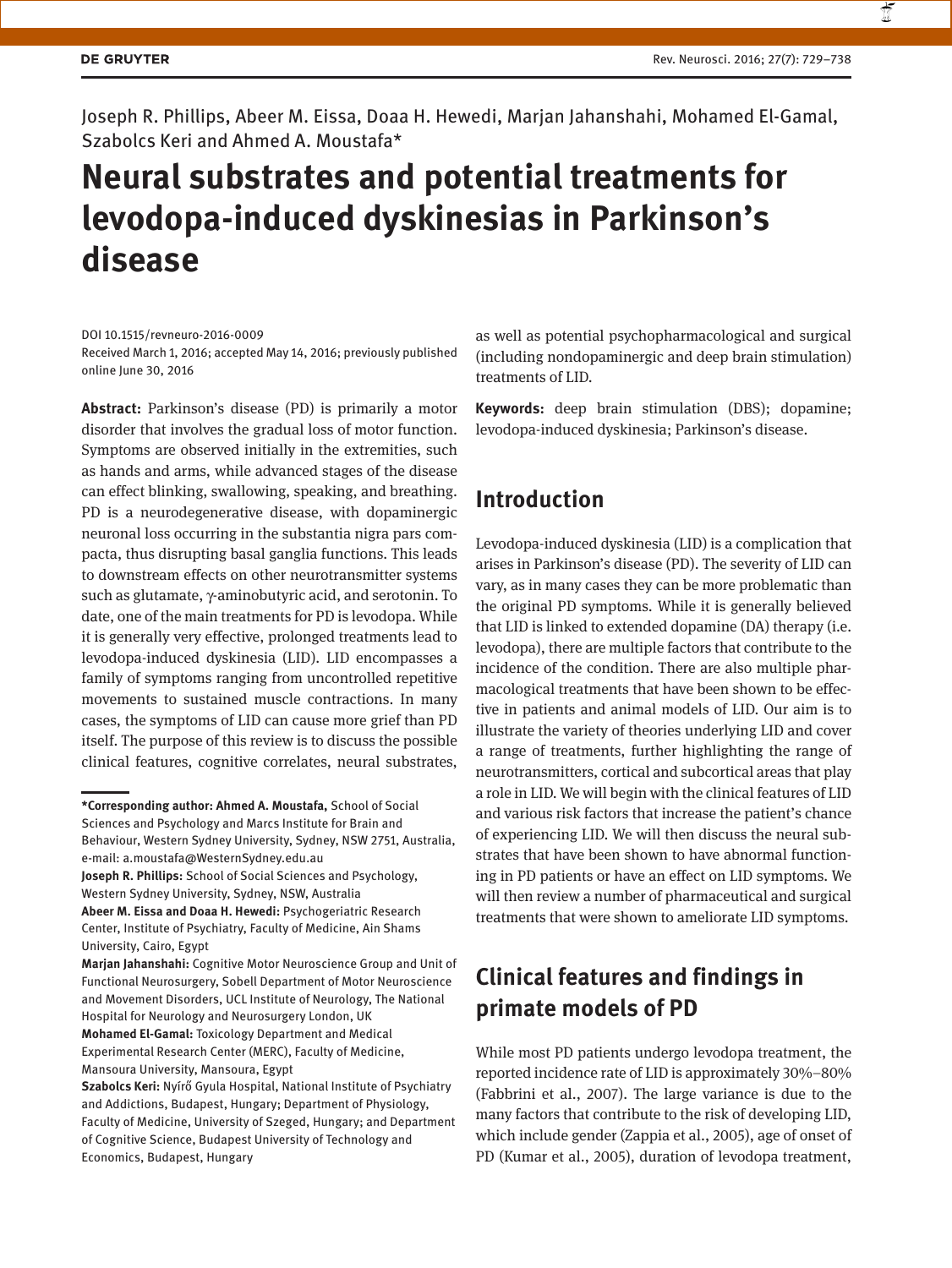Joseph R. Phillips, Abeer M. Eissa, Doaa H. Hewedi, Marjan Jahanshahi, Mohamed El-Gamal, Szabolcs Keri and Ahmed A. Moustafa*

# Neural substrates and potential treatments for levodopa-induced dyskinesias in Parkinson's disease

DOI 10.1515/revneuro-2016-0009
Received March 1, 2016; accepted May 14, 2016; previously published online June 30, 2016

**Abstract:** Parkinson's disease (PD) is primarily a motor disorder that involves the gradual loss of motor function. Symptoms are observed initially in the extremities, such as hands and arms, while advanced stages of the disease can effect blinking, swallowing, speaking, and breathing. PD is a neurodegenerative disease, with dopaminergic neuronal loss occurring in the substantia nigra pars compacta, thus disrupting basal ganglia functions. This leads to downstream effects on other neurotransmitter systems such as glutamate, γ-aminobutyric acid, and serotonin. To date, one of the main treatments for PD is levodopa. While it is generally very effective, prolonged treatments lead to levodopa-induced dyskinesia (LID). LID encompasses a family of symptoms ranging from uncontrolled repetitive movements to sustained muscle contractions. In many cases, the symptoms of LID can cause more grief than PD itself. The purpose of this review is to discuss the possible clinical features, cognitive correlates, neural substrates, as well as potential psychopharmacological and surgical (including nondopaminergic and deep brain stimulation) treatments of LID.

**Keywords:** deep brain stimulation (DBS); dopamine; levodopa-induced dyskinesia; Parkinson's disease.

**\*Corresponding author: Ahmed A. Moustafa,** School of Social Sciences and Psychology and Marcs Institute for Brain and Behaviour, Western Sydney University, Sydney, NSW 2751, Australia, e-mail: a.moustafa@WesternSydney.edu.au
**Joseph R. Phillips:** School of Social Sciences and Psychology, Western Sydney University, Sydney, NSW, Australia
**Abeer M. Eissa and Doaa H. Hewedi:** Psychogeriatric Research Center, Institute of Psychiatry, Faculty of Medicine, Ain Shams University, Cairo, Egypt
**Marjan Jahanshahi:** Cognitive Motor Neuroscience Group and Unit of Functional Neurosurgery, Sobell Department of Motor Neuroscience and Movement Disorders, UCL Institute of Neurology, The National Hospital for Neurology and Neurosurgery London, UK
**Mohamed El-Gamal:** Toxicology Department and Medical Experimental Research Center (MERC), Faculty of Medicine, Mansoura University, Mansoura, Egypt
**Szabolcs Keri:** Nyírő Gyula Hospital, National Institute of Psychiatry and Addictions, Budapest, Hungary; Department of Physiology, Faculty of Medicine, University of Szeged, Hungary; and Department of Cognitive Science, Budapest University of Technology and Economics, Budapest, Hungary

## Introduction

Levodopa-induced dyskinesia (LID) is a complication that arises in Parkinson's disease (PD). The severity of LID can vary, as in many cases they can be more problematic than the original PD symptoms. While it is generally believed that LID is linked to extended dopamine (DA) therapy (i.e. levodopa), there are multiple factors that contribute to the incidence of the condition. There are also multiple pharmacological treatments that have been shown to be effective in patients and animal models of LID. Our aim is to illustrate the variety of theories underlying LID and cover a range of treatments, further highlighting the range of neurotransmitters, cortical and subcortical areas that play a role in LID. We will begin with the clinical features of LID and various risk factors that increase the patient's chance of experiencing LID. We will then discuss the neural substrates that have been shown to have abnormal functioning in PD patients or have an effect on LID symptoms. We will then review a number of pharmaceutical and surgical treatments that were shown to ameliorate LID symptoms.

## Clinical features and findings in primate models of PD

While most PD patients undergo levodopa treatment, the reported incidence rate of LID is approximately 30%–80% (Fabbrini et al., 2007). The large variance is due to the many factors that contribute to the risk of developing LID, which include gender (Zappia et al., 2005), age of onset of PD (Kumar et al., 2005), duration of levodopa treatment,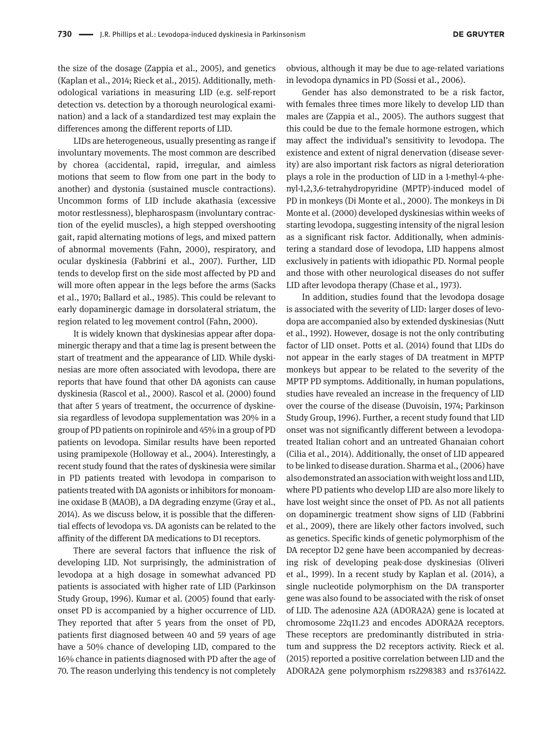the size of the dosage (Zappia et al., 2005), and genetics (Kaplan et al., 2014; Rieck et al., 2015). Additionally, methodological variations in measuring LID (e.g. self-report detection vs. detection by a thorough neurological examination) and a lack of a standardized test may explain the differences among the different reports of LID.

LIDs are heterogeneous, usually presenting as range if involuntary movements. The most common are described by chorea (accidental, rapid, irregular, and aimless motions that seem to flow from one part in the body to another) and dystonia (sustained muscle contractions). Uncommon forms of LID include akathasia (excessive motor restlessness), blepharospasm (involuntary contraction of the eyelid muscles), a high stepped overshooting gait, rapid alternating motions of legs, and mixed pattern of abnormal movements (Fahn, 2000), respiratory, and ocular dyskinesia (Fabbrini et al., 2007). Further, LID tends to develop first on the side most affected by PD and will more often appear in the legs before the arms (Sacks et al., 1970; Ballard et al., 1985). This could be relevant to early dopaminergic damage in dorsolateral striatum, the region related to leg movement control (Fahn, 2000).

It is widely known that dyskinesias appear after dopaminergic therapy and that a time lag is present between the start of treatment and the appearance of LID. While dyskinesias are more often associated with levodopa, there are reports that have found that other DA agonists can cause dyskinesia (Rascol et al., 2000). Rascol et al. (2000) found that after 5 years of treatment, the occurrence of dyskinesia regardless of levodopa supplementation was 20% in a group of PD patients on ropinirole and 45% in a group of PD patients on levodopa. Similar results have been reported using pramipexole (Holloway et al., 2004). Interestingly, a recent study found that the rates of dyskinesia were similar in PD patients treated with levodopa in comparison to patients treated with DA agonists or inhibitors for monoamine oxidase B (MAOB), a DA degrading enzyme (Gray et al., 2014). As we discuss below, it is possible that the differential effects of levodopa vs. DA agonists can be related to the affinity of the different DA medications to D1 receptors.

There are several factors that influence the risk of developing LID. Not surprisingly, the administration of levodopa at a high dosage in somewhat advanced PD patients is associated with higher rate of LID (Parkinson Study Group, 1996). Kumar et al. (2005) found that early-onset PD is accompanied by a higher occurrence of LID. They reported that after 5 years from the onset of PD, patients first diagnosed between 40 and 59 years of age have a 50% chance of developing LID, compared to the 16% chance in patients diagnosed with PD after the age of 70. The reason underlying this tendency is not completely obvious, although it may be due to age-related variations in levodopa dynamics in PD (Sossi et al., 2006).

Gender has also demonstrated to be a risk factor, with females three times more likely to develop LID than males are (Zappia et al., 2005). The authors suggest that this could be due to the female hormone estrogen, which may affect the individual's sensitivity to levodopa. The existence and extent of nigral denervation (disease severity) are also important risk factors as nigral deterioration plays a role in the production of LID in a 1-methyl-4-phenyl-1,2,3,6-tetrahydropyridine (MPTP)-induced model of PD in monkeys (Di Monte et al., 2000). The monkeys in Di Monte et al. (2000) developed dyskinesias within weeks of starting levodopa, suggesting intensity of the nigral lesion as a significant risk factor. Additionally, when administering a standard dose of levodopa, LID happens almost exclusively in patients with idiopathic PD. Normal people and those with other neurological diseases do not suffer LID after levodopa therapy (Chase et al., 1973).

In addition, studies found that the levodopa dosage is associated with the severity of LID: larger doses of levodopa are accompanied also by extended dyskinesias (Nutt et al., 1992). However, dosage is not the only contributing factor of LID onset. Potts et al. (2014) found that LIDs do not appear in the early stages of DA treatment in MPTP monkeys but appear to be related to the severity of the MPTP PD symptoms. Additionally, in human populations, studies have revealed an increase in the frequency of LID over the course of the disease (Duvoisin, 1974; Parkinson Study Group, 1996). Further, a recent study found that LID onset was not significantly different between a levodopa-treated Italian cohort and an untreated Ghanaian cohort (Cilia et al., 2014). Additionally, the onset of LID appeared to be linked to disease duration. Sharma et al., (2006) have also demonstrated an association with weight loss and LID, where PD patients who develop LID are also more likely to have lost weight since the onset of PD. As not all patients on dopaminergic treatment show signs of LID (Fabbrini et al., 2009), there are likely other factors involved, such as genetics. Specific kinds of genetic polymorphism of the DA receptor D2 gene have been accompanied by decreasing risk of developing peak-dose dyskinesias (Oliveri et al., 1999). In a recent study by Kaplan et al. (2014), a single nucleotide polymorphism on the DA transporter gene was also found to be associated with the risk of onset of LID. The adenosine A2A (ADORA2A) gene is located at chromosome 22q11.23 and encodes ADORA2A receptors. These receptors are predominantly distributed in striatum and suppress the D2 receptors activity. Rieck et al. (2015) reported a positive correlation between LID and the ADORA2A gene polymorphism rs2298383 and rs3761422.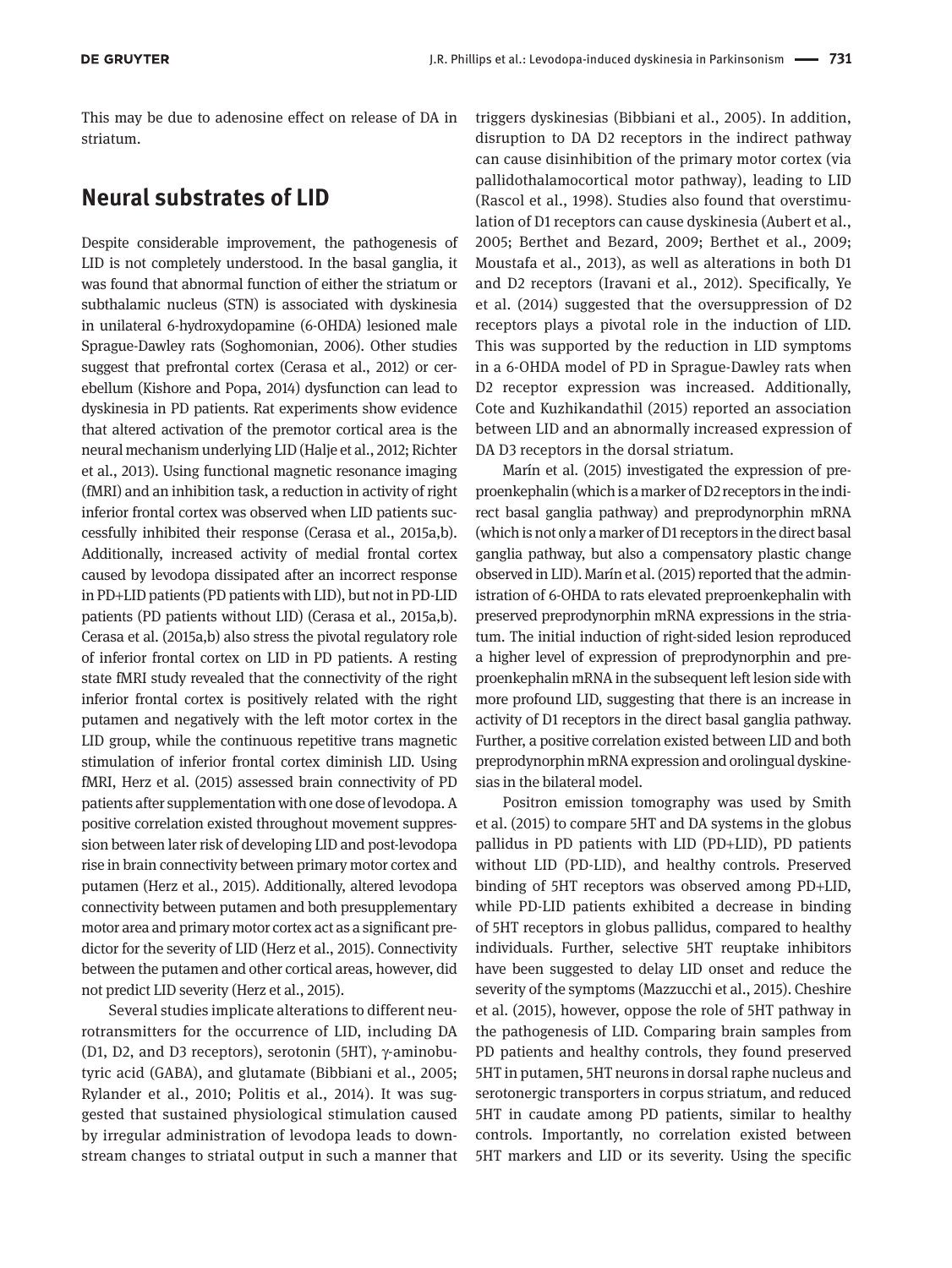This may be due to adenosine effect on release of DA in striatum.

## Neural substrates of LID

Despite considerable improvement, the pathogenesis of LID is not completely understood. In the basal ganglia, it was found that abnormal function of either the striatum or subthalamic nucleus (STN) is associated with dyskinesia in unilateral 6-hydroxydopamine (6-OHDA) lesioned male Sprague-Dawley rats (Soghomonian, 2006). Other studies suggest that prefrontal cortex (Cerasa et al., 2012) or cerebellum (Kishore and Popa, 2014) dysfunction can lead to dyskinesia in PD patients. Rat experiments show evidence that altered activation of the premotor cortical area is the neural mechanism underlying LID (Halje et al., 2012; Richter et al., 2013). Using functional magnetic resonance imaging (fMRI) and an inhibition task, a reduction in activity of right inferior frontal cortex was observed when LID patients successfully inhibited their response (Cerasa et al., 2015a,b). Additionally, increased activity of medial frontal cortex caused by levodopa dissipated after an incorrect response in PD+LID patients (PD patients with LID), but not in PD-LID patients (PD patients without LID) (Cerasa et al., 2015a,b). Cerasa et al. (2015a,b) also stress the pivotal regulatory role of inferior frontal cortex on LID in PD patients. A resting state fMRI study revealed that the connectivity of the right inferior frontal cortex is positively related with the right putamen and negatively with the left motor cortex in the LID group, while the continuous repetitive trans magnetic stimulation of inferior frontal cortex diminish LID. Using fMRI, Herz et al. (2015) assessed brain connectivity of PD patients after supplementation with one dose of levodopa. A positive correlation existed throughout movement suppression between later risk of developing LID and post-levodopa rise in brain connectivity between primary motor cortex and putamen (Herz et al., 2015). Additionally, altered levodopa connectivity between putamen and both presupplementary motor area and primary motor cortex act as a significant predictor for the severity of LID (Herz et al., 2015). Connectivity between the putamen and other cortical areas, however, did not predict LID severity (Herz et al., 2015).

Several studies implicate alterations to different neurotransmitters for the occurrence of LID, including DA (D1, D2, and D3 receptors), serotonin (5HT), γ-aminobutyric acid (GABA), and glutamate (Bibbiani et al., 2005; Rylander et al., 2010; Politis et al., 2014). It was suggested that sustained physiological stimulation caused by irregular administration of levodopa leads to downstream changes to striatal output in such a manner that triggers dyskinesias (Bibbiani et al., 2005). In addition, disruption to DA D2 receptors in the indirect pathway can cause disinhibition of the primary motor cortex (via pallidothalamocortical motor pathway), leading to LID (Rascol et al., 1998). Studies also found that overstimulation of D1 receptors can cause dyskinesia (Aubert et al., 2005; Berthet and Bezard, 2009; Berthet et al., 2009; Moustafa et al., 2013), as well as alterations in both D1 and D2 receptors (Iravani et al., 2012). Specifically, Ye et al. (2014) suggested that the oversuppression of D2 receptors plays a pivotal role in the induction of LID. This was supported by the reduction in LID symptoms in a 6-OHDA model of PD in Sprague-Dawley rats when D2 receptor expression was increased. Additionally, Cote and Kuzhikandathil (2015) reported an association between LID and an abnormally increased expression of DA D3 receptors in the dorsal striatum.

Marín et al. (2015) investigated the expression of preproenkephalin (which is a marker of D2 receptors in the indirect basal ganglia pathway) and preprodynorphin mRNA (which is not only a marker of D1 receptors in the direct basal ganglia pathway, but also a compensatory plastic change observed in LID). Marín et al. (2015) reported that the administration of 6-OHDA to rats elevated preproenkephalin with preserved preprodynorphin mRNA expressions in the striatum. The initial induction of right-sided lesion reproduced a higher level of expression of preprodynorphin and preproenkephalin mRNA in the subsequent left lesion side with more profound LID, suggesting that there is an increase in activity of D1 receptors in the direct basal ganglia pathway. Further, a positive correlation existed between LID and both preprodynorphin mRNA expression and orolingual dyskinesias in the bilateral model.

Positron emission tomography was used by Smith et al. (2015) to compare 5HT and DA systems in the globus pallidus in PD patients with LID (PD+LID), PD patients without LID (PD-LID), and healthy controls. Preserved binding of 5HT receptors was observed among PD+LID, while PD-LID patients exhibited a decrease in binding of 5HT receptors in globus pallidus, compared to healthy individuals. Further, selective 5HT reuptake inhibitors have been suggested to delay LID onset and reduce the severity of the symptoms (Mazzucchi et al., 2015). Cheshire et al. (2015), however, oppose the role of 5HT pathway in the pathogenesis of LID. Comparing brain samples from PD patients and healthy controls, they found preserved 5HT in putamen, 5HT neurons in dorsal raphe nucleus and serotonergic transporters in corpus striatum, and reduced 5HT in caudate among PD patients, similar to healthy controls. Importantly, no correlation existed between 5HT markers and LID or its severity. Using the specific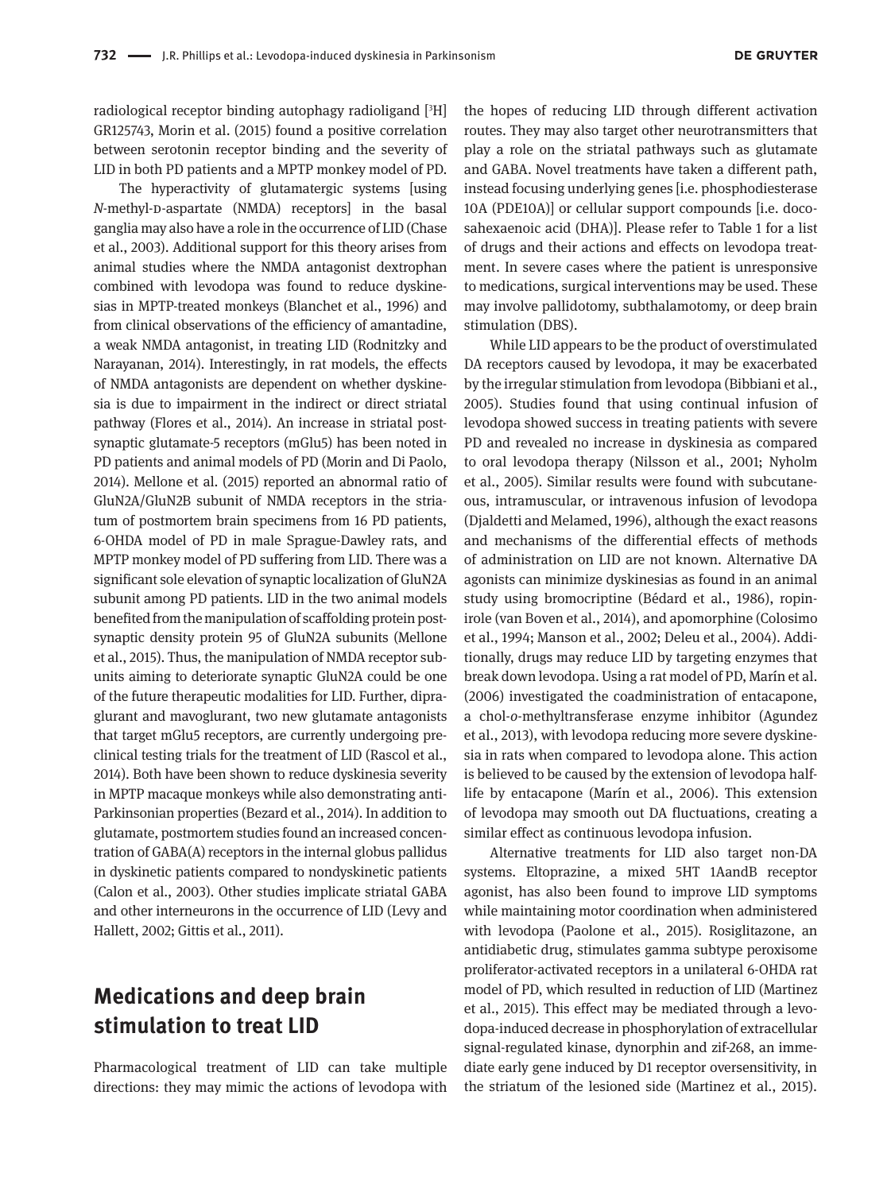radiological receptor binding autophagy radioligand [$^3$H] GR125743, Morin et al. (2015) found a positive correlation between serotonin receptor binding and the severity of LID in both PD patients and a MPTP monkey model of PD.

The hyperactivity of glutamatergic systems [using *N*-methyl-D-aspartate (NMDA) receptors] in the basal ganglia may also have a role in the occurrence of LID (Chase et al., 2003). Additional support for this theory arises from animal studies where the NMDA antagonist dextrophan combined with levodopa was found to reduce dyskinesias in MPTP-treated monkeys (Blanchet et al., 1996) and from clinical observations of the efficiency of amantadine, a weak NMDA antagonist, in treating LID (Rodnitzky and Narayanan, 2014). Interestingly, in rat models, the effects of NMDA antagonists are dependent on whether dyskinesia is due to impairment in the indirect or direct striatal pathway (Flores et al., 2014). An increase in striatal postsynaptic glutamate-5 receptors (mGlu5) has been noted in PD patients and animal models of PD (Morin and Di Paolo, 2014). Mellone et al. (2015) reported an abnormal ratio of GluN2A/GluN2B subunit of NMDA receptors in the striatum of postmortem brain specimens from 16 PD patients, 6-OHDA model of PD in male Sprague-Dawley rats, and MPTP monkey model of PD suffering from LID. There was a significant sole elevation of synaptic localization of GluN2A subunit among PD patients. LID in the two animal models benefited from the manipulation of scaffolding protein postsynaptic density protein 95 of GluN2A subunits (Mellone et al., 2015). Thus, the manipulation of NMDA receptor subunits aiming to deteriorate synaptic GluN2A could be one of the future therapeutic modalities for LID. Further, dipraglurant and mavoglurant, two new glutamate antagonists that target mGlu5 receptors, are currently undergoing preclinical testing trials for the treatment of LID (Rascol et al., 2014). Both have been shown to reduce dyskinesia severity in MPTP macaque monkeys while also demonstrating anti-Parkinsonian properties (Bezard et al., 2014). In addition to glutamate, postmortem studies found an increased concentration of GABA(A) receptors in the internal globus pallidus in dyskinetic patients compared to nondyskinetic patients (Calon et al., 2003). Other studies implicate striatal GABA and other interneurons in the occurrence of LID (Levy and Hallett, 2002; Gittis et al., 2011).

## Medications and deep brain stimulation to treat LID

Pharmacological treatment of LID can take multiple directions: they may mimic the actions of levodopa with the hopes of reducing LID through different activation routes. They may also target other neurotransmitters that play a role on the striatal pathways such as glutamate and GABA. Novel treatments have taken a different path, instead focusing underlying genes [i.e. phosphodiesterase 10A (PDE10A)] or cellular support compounds [i.e. docosahexaenoic acid (DHA)]. Please refer to Table 1 for a list of drugs and their actions and effects on levodopa treatment. In severe cases where the patient is unresponsive to medications, surgical interventions may be used. These may involve pallidotomy, subthalamotomy, or deep brain stimulation (DBS).

While LID appears to be the product of overstimulated DA receptors caused by levodopa, it may be exacerbated by the irregular stimulation from levodopa (Bibbiani et al., 2005). Studies found that using continual infusion of levodopa showed success in treating patients with severe PD and revealed no increase in dyskinesia as compared to oral levodopa therapy (Nilsson et al., 2001; Nyholm et al., 2005). Similar results were found with subcutaneous, intramuscular, or intravenous infusion of levodopa (Djaldetti and Melamed, 1996), although the exact reasons and mechanisms of the differential effects of methods of administration on LID are not known. Alternative DA agonists can minimize dyskinesias as found in an animal study using bromocriptine (Bédard et al., 1986), ropinirole (van Boven et al., 2014), and apomorphine (Colosimo et al., 1994; Manson et al., 2002; Deleu et al., 2004). Additionally, drugs may reduce LID by targeting enzymes that break down levodopa. Using a rat model of PD, Marín et al. (2006) investigated the coadministration of entacapone, a chol-*o*-methyltransferase enzyme inhibitor (Agundez et al., 2013), with levodopa reducing more severe dyskinesia in rats when compared to levodopa alone. This action is believed to be caused by the extension of levodopa half-life by entacapone (Marín et al., 2006). This extension of levodopa may smooth out DA fluctuations, creating a similar effect as continuous levodopa infusion.

Alternative treatments for LID also target non-DA systems. Eltoprazine, a mixed 5HT 1AandB receptor agonist, has also been found to improve LID symptoms while maintaining motor coordination when administered with levodopa (Paolone et al., 2015). Rosiglitazone, an antidiabetic drug, stimulates gamma subtype peroxisome proliferator-activated receptors in a unilateral 6-OHDA rat model of PD, which resulted in reduction of LID (Martinez et al., 2015). This effect may be mediated through a levodopa-induced decrease in phosphorylation of extracellular signal-regulated kinase, dynorphin and zif-268, an immediate early gene induced by D1 receptor oversensitivity, in the striatum of the lesioned side (Martinez et al., 2015).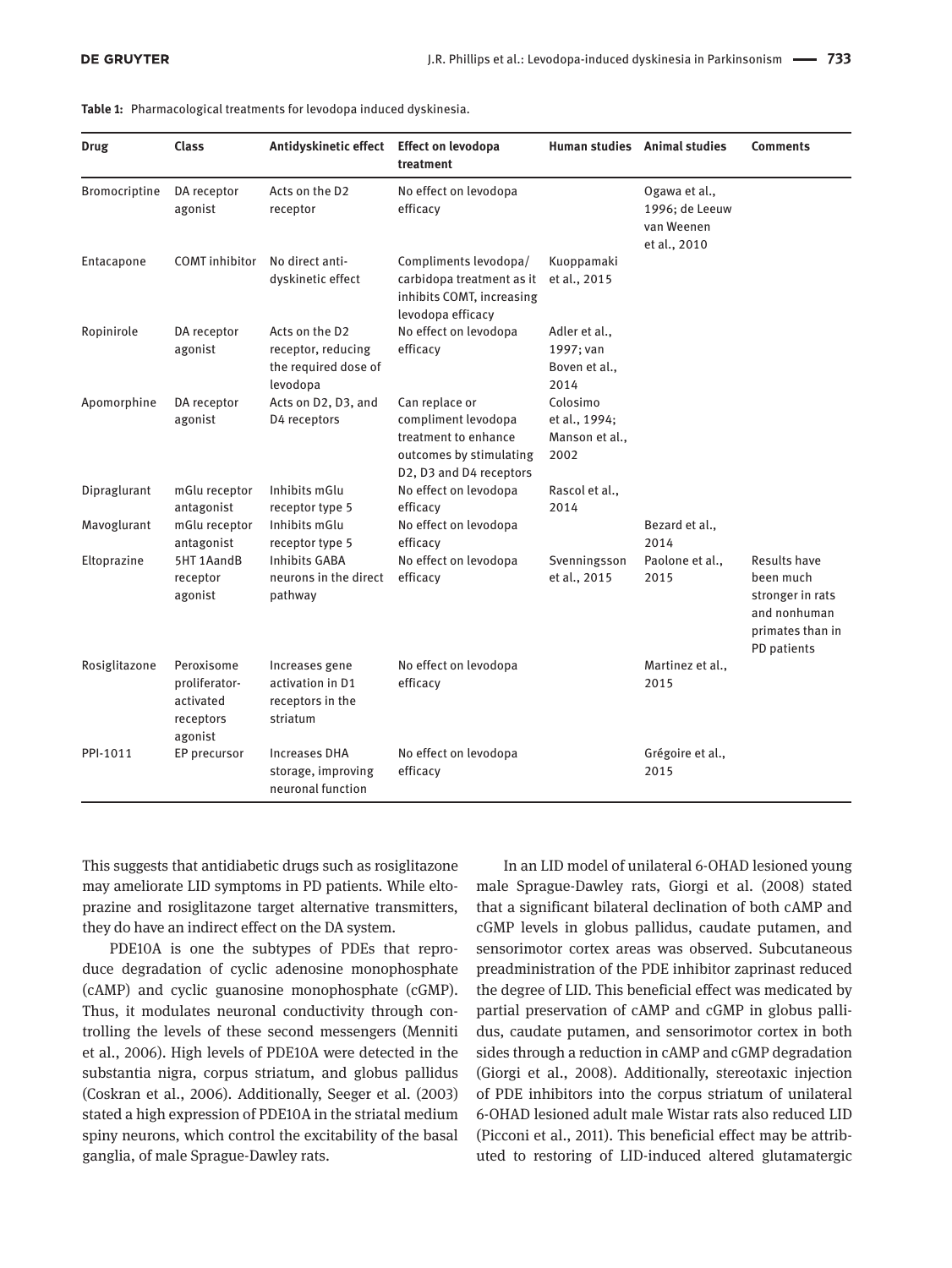**Table 1:** Pharmacological treatments for levodopa induced dyskinesia.

| Drug | Class | Antidyskinetic effect | Effect on levodopa treatment | Human studies | Animal studies | Comments |
|---|---|---|---|---|---|---|
| Bromocriptine | DA receptor agonist | Acts on the D2 receptor | No effect on levodopa efficacy | | Ogawa et al., 1996; de Leeuw van Weenen et al., 2010 | |
| Entacapone | COMT inhibitor | No direct anti-dyskinetic effect | Compliments levodopa/carbidopa treatment as it inhibits COMT, increasing levodopa efficacy | Kuoppamaki et al., 2015 | | |
| Ropinirole | DA receptor agonist | Acts on the D2 receptor, reducing the required dose of levodopa | No effect on levodopa efficacy | Adler et al., 1997; van Boven et al., 2014 | | |
| Apomorphine | DA receptor agonist | Acts on D2, D3, and D4 receptors | Can replace or compliment levodopa treatment to enhance outcomes by stimulating D2, D3 and D4 receptors | Colosimo et al., 1994; Manson et al., 2002 | | |
| Dipraglurant | mGlu receptor antagonist | Inhibits mGlu receptor type 5 | No effect on levodopa efficacy | Rascol et al., 2014 | | |
| Mavoglurant | mGlu receptor antagonist | Inhibits mGlu receptor type 5 | No effect on levodopa efficacy | | Bezard et al., 2014 | |
| Eltoprazine | 5HT 1AandB receptor agonist | Inhibits GABA neurons in the direct pathway | No effect on levodopa efficacy | Svenningsson et al., 2015 | Paolone et al., 2015 | Results have been much stronger in rats and nonhuman primates than in PD patients |
| Rosiglitazone | Peroxisome proliferator-activated receptors agonist | Increases gene activation in D1 receptors in the striatum | No effect on levodopa efficacy | | Martinez et al., 2015 | |
| PPI-1011 | EP precursor | Increases DHA storage, improving neuronal function | No effect on levodopa efficacy | | Grégoire et al., 2015 | |

This suggests that antidiabetic drugs such as rosiglitazone may ameliorate LID symptoms in PD patients. While eltoprazine and rosiglitazone target alternative transmitters, they do have an indirect effect on the DA system.

PDE10A is one the subtypes of PDEs that reproduce degradation of cyclic adenosine monophosphate (cAMP) and cyclic guanosine monophosphate (cGMP). Thus, it modulates neuronal conductivity through controlling the levels of these second messengers (Menniti et al., 2006). High levels of PDE10A were detected in the substantia nigra, corpus striatum, and globus pallidus (Coskran et al., 2006). Additionally, Seeger et al. (2003) stated a high expression of PDE10A in the striatal medium spiny neurons, which control the excitability of the basal ganglia, of male Sprague-Dawley rats.

In an LID model of unilateral 6-OHAD lesioned young male Sprague-Dawley rats, Giorgi et al. (2008) stated that a significant bilateral declination of both cAMP and cGMP levels in globus pallidus, caudate putamen, and sensorimotor cortex areas was observed. Subcutaneous preadministration of the PDE inhibitor zaprinast reduced the degree of LID. This beneficial effect was medicated by partial preservation of cAMP and cGMP in globus pallidus, caudate putamen, and sensorimotor cortex in both sides through a reduction in cAMP and cGMP degradation (Giorgi et al., 2008). Additionally, stereotaxic injection of PDE inhibitors into the corpus striatum of unilateral 6-OHAD lesioned adult male Wistar rats also reduced LID (Picconi et al., 2011). This beneficial effect may be attributed to restoring of LID-induced altered glutamatergic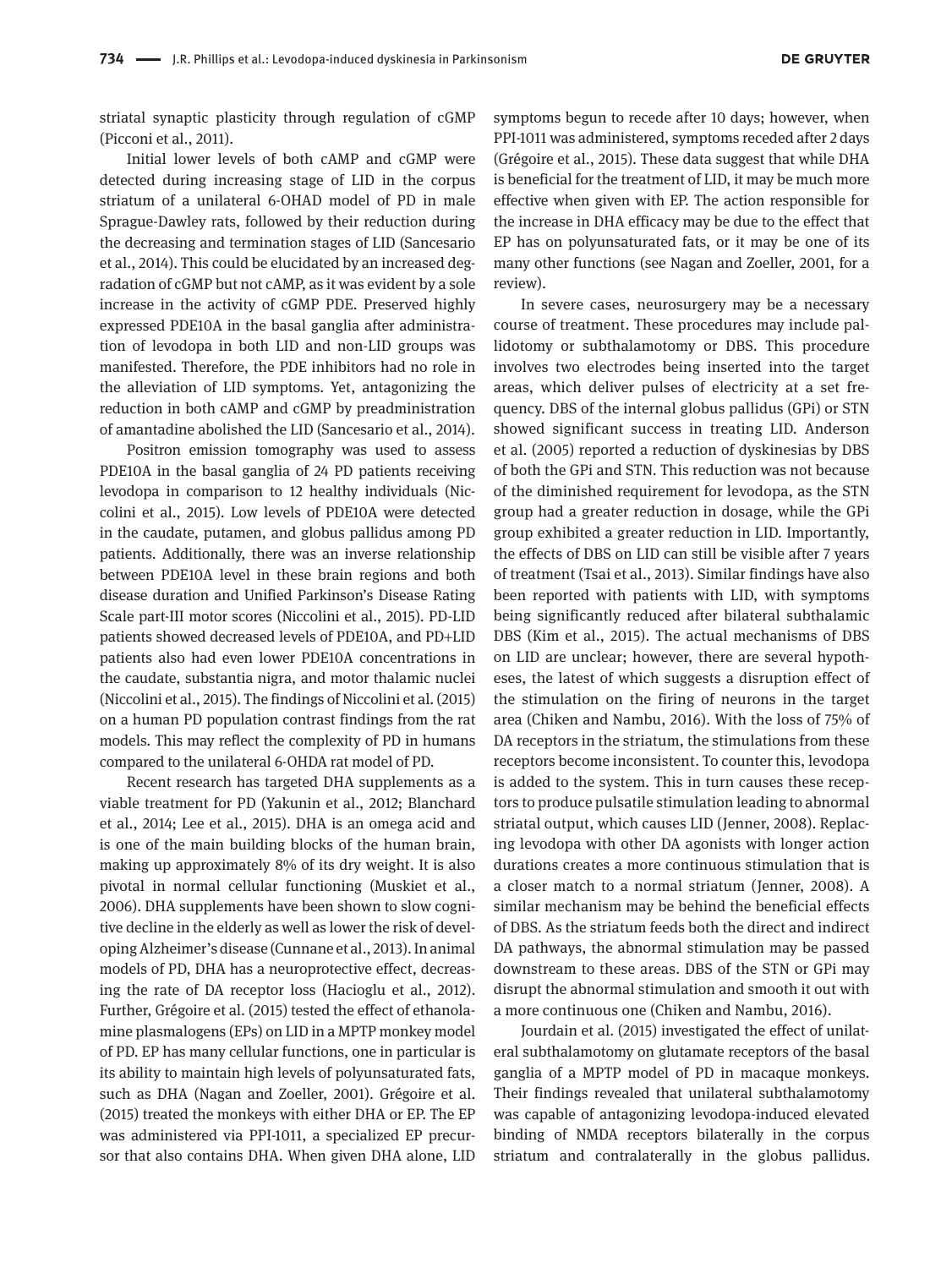striatal synaptic plasticity through regulation of cGMP (Picconi et al., 2011).

Initial lower levels of both cAMP and cGMP were detected during increasing stage of LID in the corpus striatum of a unilateral 6-OHAD model of PD in male Sprague-Dawley rats, followed by their reduction during the decreasing and termination stages of LID (Sancesario et al., 2014). This could be elucidated by an increased degradation of cGMP but not cAMP, as it was evident by a sole increase in the activity of cGMP PDE. Preserved highly expressed PDE10A in the basal ganglia after administration of levodopa in both LID and non-LID groups was manifested. Therefore, the PDE inhibitors had no role in the alleviation of LID symptoms. Yet, antagonizing the reduction in both cAMP and cGMP by preadministration of amantadine abolished the LID (Sancesario et al., 2014).

Positron emission tomography was used to assess PDE10A in the basal ganglia of 24 PD patients receiving levodopa in comparison to 12 healthy individuals (Niccolini et al., 2015). Low levels of PDE10A were detected in the caudate, putamen, and globus pallidus among PD patients. Additionally, there was an inverse relationship between PDE10A level in these brain regions and both disease duration and Unified Parkinson's Disease Rating Scale part-III motor scores (Niccolini et al., 2015). PD-LID patients showed decreased levels of PDE10A, and PD+LID patients also had even lower PDE10A concentrations in the caudate, substantia nigra, and motor thalamic nuclei (Niccolini et al., 2015). The findings of Niccolini et al. (2015) on a human PD population contrast findings from the rat models. This may reflect the complexity of PD in humans compared to the unilateral 6-OHDA rat model of PD.

Recent research has targeted DHA supplements as a viable treatment for PD (Yakunin et al., 2012; Blanchard et al., 2014; Lee et al., 2015). DHA is an omega acid and is one of the main building blocks of the human brain, making up approximately 8% of its dry weight. It is also pivotal in normal cellular functioning (Muskiet et al., 2006). DHA supplements have been shown to slow cognitive decline in the elderly as well as lower the risk of developing Alzheimer's disease (Cunnane et al., 2013). In animal models of PD, DHA has a neuroprotective effect, decreasing the rate of DA receptor loss (Hacioglu et al., 2012). Further, Grégoire et al. (2015) tested the effect of ethanolamine plasmalogens (EPs) on LID in a MPTP monkey model of PD. EP has many cellular functions, one in particular is its ability to maintain high levels of polyunsaturated fats, such as DHA (Nagan and Zoeller, 2001). Grégoire et al. (2015) treated the monkeys with either DHA or EP. The EP was administered via PPI-1011, a specialized EP precursor that also contains DHA. When given DHA alone, LID symptoms begun to recede after 10 days; however, when PPI-1011 was administered, symptoms receded after 2 days (Grégoire et al., 2015). These data suggest that while DHA is beneficial for the treatment of LID, it may be much more effective when given with EP. The action responsible for the increase in DHA efficacy may be due to the effect that EP has on polyunsaturated fats, or it may be one of its many other functions (see Nagan and Zoeller, 2001, for a review).

In severe cases, neurosurgery may be a necessary course of treatment. These procedures may include pallidotomy or subthalamotomy or DBS. This procedure involves two electrodes being inserted into the target areas, which deliver pulses of electricity at a set frequency. DBS of the internal globus pallidus (GPi) or STN showed significant success in treating LID. Anderson et al. (2005) reported a reduction of dyskinesias by DBS of both the GPi and STN. This reduction was not because of the diminished requirement for levodopa, as the STN group had a greater reduction in dosage, while the GPi group exhibited a greater reduction in LID. Importantly, the effects of DBS on LID can still be visible after 7 years of treatment (Tsai et al., 2013). Similar findings have also been reported with patients with LID, with symptoms being significantly reduced after bilateral subthalamic DBS (Kim et al., 2015). The actual mechanisms of DBS on LID are unclear; however, there are several hypotheses, the latest of which suggests a disruption effect of the stimulation on the firing of neurons in the target area (Chiken and Nambu, 2016). With the loss of 75% of DA receptors in the striatum, the stimulations from these receptors become inconsistent. To counter this, levodopa is added to the system. This in turn causes these receptors to produce pulsatile stimulation leading to abnormal striatal output, which causes LID (Jenner, 2008). Replacing levodopa with other DA agonists with longer action durations creates a more continuous stimulation that is a closer match to a normal striatum (Jenner, 2008). A similar mechanism may be behind the beneficial effects of DBS. As the striatum feeds both the direct and indirect DA pathways, the abnormal stimulation may be passed downstream to these areas. DBS of the STN or GPi may disrupt the abnormal stimulation and smooth it out with a more continuous one (Chiken and Nambu, 2016).

Jourdain et al. (2015) investigated the effect of unilateral subthalamotomy on glutamate receptors of the basal ganglia of a MPTP model of PD in macaque monkeys. Their findings revealed that unilateral subthalamotomy was capable of antagonizing levodopa-induced elevated binding of NMDA receptors bilaterally in the corpus striatum and contralaterally in the globus pallidus.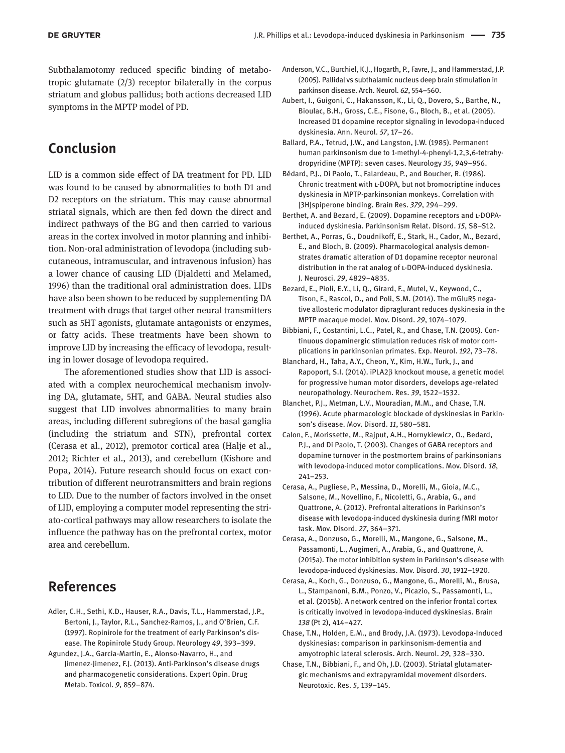Subthalamotomy reduced specific binding of metabotropic glutamate (2/3) receptor bilaterally in the corpus striatum and globus pallidus; both actions decreased LID symptoms in the MPTP model of PD.

## Conclusion

LID is a common side effect of DA treatment for PD. LID was found to be caused by abnormalities to both D1 and D2 receptors on the striatum. This may cause abnormal striatal signals, which are then fed down the direct and indirect pathways of the BG and then carried to various areas in the cortex involved in motor planning and inhibition. Non-oral administration of levodopa (including subcutaneous, intramuscular, and intravenous infusion) has a lower chance of causing LID (Djaldetti and Melamed, 1996) than the traditional oral administration does. LIDs have also been shown to be reduced by supplementing DA treatment with drugs that target other neural transmitters such as 5HT agonists, glutamate antagonists or enzymes, or fatty acids. These treatments have been shown to improve LID by increasing the efficacy of levodopa, resulting in lower dosage of levodopa required.

The aforementioned studies show that LID is associated with a complex neurochemical mechanism involving DA, glutamate, 5HT, and GABA. Neural studies also suggest that LID involves abnormalities to many brain areas, including different subregions of the basal ganglia (including the striatum and STN), prefrontal cortex (Cerasa et al., 2012), premotor cortical area (Halje et al., 2012; Richter et al., 2013), and cerebellum (Kishore and Popa, 2014). Future research should focus on exact contribution of different neurotransmitters and brain regions to LID. Due to the number of factors involved in the onset of LID, employing a computer model representing the striato-cortical pathways may allow researchers to isolate the influence the pathway has on the prefrontal cortex, motor area and cerebellum.

## References

Adler, C.H., Sethi, K.D., Hauser, R.A., Davis, T.L., Hammerstad, J.P., Bertoni, J., Taylor, R.L., Sanchez-Ramos, J., and O'Brien, C.F. (1997). Ropinirole for the treatment of early Parkinson's disease. The Ropinirole Study Group. Neurology *49*, 393–399.

Agundez, J.A., Garcia-Martin, E., Alonso-Navarro, H., and Jimenez-Jimenez, F.J. (2013). Anti-Parkinson's disease drugs and pharmacogenetic considerations. Expert Opin. Drug Metab. Toxicol. *9*, 859–874.

Anderson, V.C., Burchiel, K.J., Hogarth, P., Favre, J., and Hammerstad, J.P. (2005). Pallidal vs subthalamic nucleus deep brain stimulation in parkinson disease. Arch. Neurol. *62*, 554–560.

Aubert, I., Guigoni, C., Hakansson, K., Li, Q., Dovero, S., Barthe, N., Bioulac, B.H., Gross, C.E., Fisone, G., Bloch, B., et al. (2005). Increased D1 dopamine receptor signaling in levodopa-induced dyskinesia. Ann. Neurol. *57*, 17–26.

Ballard, P.A., Tetrud, J.W., and Langston, J.W. (1985). Permanent human parkinsonism due to 1-methyl-4-phenyl-1,2,3,6-tetrahydropyridine (MPTP): seven cases. Neurology *35*, 949–956.

Bédard, P.J., Di Paolo, T., Falardeau, P., and Boucher, R. (1986). Chronic treatment with L-DOPA, but not bromocriptine induces dyskinesia in MPTP-parkinsonian monkeys. Correlation with [3H]spiperone binding. Brain Res. *379*, 294–299.

Berthet, A. and Bezard, E. (2009). Dopamine receptors and L-DOPA-induced dyskinesia. Parkinsonism Relat. Disord. *15*, S8–S12.

Berthet, A., Porras, G., Doudnikoff, E., Stark, H., Cador, M., Bezard, E., and Bloch, B. (2009). Pharmacological analysis demonstrates dramatic alteration of D1 dopamine receptor neuronal distribution in the rat analog of L-DOPA-induced dyskinesia. J. Neurosci. *29*, 4829–4835.

Bezard, E., Pioli, E.Y., Li, Q., Girard, F., Mutel, V., Keywood, C., Tison, F., Rascol, O., and Poli, S.M. (2014). The mGluR5 negative allosteric modulator dipraglurant reduces dyskinesia in the MPTP macaque model. Mov. Disord. *29*, 1074–1079.

Bibbiani, F., Costantini, L.C., Patel, R., and Chase, T.N. (2005). Continuous dopaminergic stimulation reduces risk of motor complications in parkinsonian primates. Exp. Neurol. *192*, 73–78.

Blanchard, H., Taha, A.Y., Cheon, Y., Kim, H.W., Turk, J., and Rapoport, S.I. (2014). iPLA2β knockout mouse, a genetic model for progressive human motor disorders, develops age-related neuropathology. Neurochem. Res. *39*, 1522–1532.

Blanchet, P.J., Metman, L.V., Mouradian, M.M., and Chase, T.N. (1996). Acute pharmacologic blockade of dyskinesias in Parkinson's disease. Mov. Disord. *11*, 580–581.

Calon, F., Morissette, M., Rajput, A.H., Hornykiewicz, O., Bedard, P.J., and Di Paolo, T. (2003). Changes of GABA receptors and dopamine turnover in the postmortem brains of parkinsonians with levodopa-induced motor complications. Mov. Disord. *18*, 241–253.

Cerasa, A., Pugliese, P., Messina, D., Morelli, M., Gioia, M.C., Salsone, M., Novellino, F., Nicoletti, G., Arabia, G., and Quattrone, A. (2012). Prefrontal alterations in Parkinson's disease with levodopa-induced dyskinesia during fMRI motor task. Mov. Disord. *27*, 364–371.

Cerasa, A., Donzuso, G., Morelli, M., Mangone, G., Salsone, M., Passamonti, L., Augimeri, A., Arabia, G., and Quattrone, A. (2015a). The motor inhibition system in Parkinson's disease with levodopa-induced dyskinesias. Mov. Disord. *30*, 1912–1920.

Cerasa, A., Koch, G., Donzuso, G., Mangone, G., Morelli, M., Brusa, L., Stampanoni, B.M., Ponzo, V., Picazio, S., Passamonti, L., et al. (2015b). A network centred on the inferior frontal cortex is critically involved in levodopa-induced dyskinesias. Brain *138* (Pt 2), 414–427.

Chase, T.N., Holden, E.M., and Brody, J.A. (1973). Levodopa-Induced dyskinesias: comparison in parkinsonism-dementia and amyotrophic lateral sclerosis. Arch. Neurol. *29*, 328–330.

Chase, T.N., Bibbiani, F., and Oh, J.D. (2003). Striatal glutamatergic mechanisms and extrapyramidal movement disorders. Neurotoxic. Res. *5*, 139–145.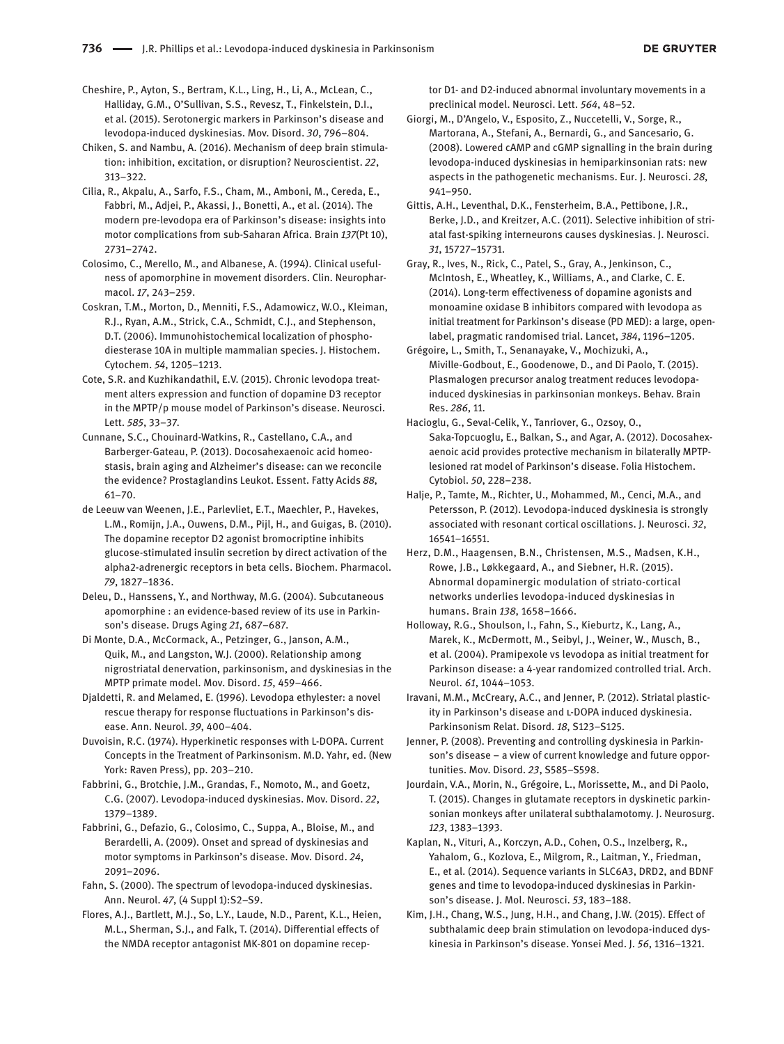Cheshire, P., Ayton, S., Bertram, K.L., Ling, H., Li, A., McLean, C., Halliday, G.M., O'Sullivan, S.S., Revesz, T., Finkelstein, D.I., et al. (2015). Serotonergic markers in Parkinson's disease and levodopa-induced dyskinesias. Mov. Disord. *30*, 796–804.

Chiken, S. and Nambu, A. (2016). Mechanism of deep brain stimulation: inhibition, excitation, or disruption? Neuroscientist. *22*, 313–322.

Cilia, R., Akpalu, A., Sarfo, F.S., Cham, M., Amboni, M., Cereda, E., Fabbri, M., Adjei, P., Akassi, J., Bonetti, A., et al. (2014). The modern pre-levodopa era of Parkinson's disease: insights into motor complications from sub-Saharan Africa. Brain *137*(Pt 10), 2731–2742.

Colosimo, C., Merello, M., and Albanese, A. (1994). Clinical usefulness of apomorphine in movement disorders. Clin. Neuropharmacol. *17*, 243–259.

Coskran, T.M., Morton, D., Menniti, F.S., Adamowicz, W.O., Kleiman, R.J., Ryan, A.M., Strick, C.A., Schmidt, C.J., and Stephenson, D.T. (2006). Immunohistochemical localization of phosphodiesterase 10A in multiple mammalian species. J. Histochem. Cytochem. *54*, 1205–1213.

Cote, S.R. and Kuzhikandathil, E.V. (2015). Chronic levodopa treatment alters expression and function of dopamine D3 receptor in the MPTP/p mouse model of Parkinson's disease. Neurosci. Lett. *585*, 33–37.

Cunnane, S.C., Chouinard-Watkins, R., Castellano, C.A., and Barberger-Gateau, P. (2013). Docosahexaenoic acid homeostasis, brain aging and Alzheimer's disease: can we reconcile the evidence? Prostaglandins Leukot. Essent. Fatty Acids *88*, 61–70.

de Leeuw van Weenen, J.E., Parlevliet, E.T., Maechler, P., Havekes, L.M., Romijn, J.A., Ouwens, D.M., Pijl, H., and Guigas, B. (2010). The dopamine receptor D2 agonist bromocriptine inhibits glucose-stimulated insulin secretion by direct activation of the alpha2-adrenergic receptors in beta cells. Biochem. Pharmacol. *79*, 1827–1836.

Deleu, D., Hanssens, Y., and Northway, M.G. (2004). Subcutaneous apomorphine : an evidence-based review of its use in Parkinson's disease. Drugs Aging *21*, 687–687.

Di Monte, D.A., McCormack, A., Petzinger, G., Janson, A.M., Quik, M., and Langston, W.J. (2000). Relationship among nigrostriatal denervation, parkinsonism, and dyskinesias in the MPTP primate model. Mov. Disord. *15*, 459–466.

Djaldetti, R. and Melamed, E. (1996). Levodopa ethylester: a novel rescue therapy for response fluctuations in Parkinson's disease. Ann. Neurol. *39*, 400–404.

Duvoisin, R.C. (1974). Hyperkinetic responses with L-DOPA. Current Concepts in the Treatment of Parkinsonism. M.D. Yahr, ed. (New York: Raven Press), pp. 203–210.

Fabbrini, G., Brotchie, J.M., Grandas, F., Nomoto, M., and Goetz, C.G. (2007). Levodopa-induced dyskinesias. Mov. Disord. *22*, 1379–1389.

Fabbrini, G., Defazio, G., Colosimo, C., Suppa, A., Bloise, M., and Berardelli, A. (2009). Onset and spread of dyskinesias and motor symptoms in Parkinson's disease. Mov. Disord. *24*, 2091–2096.

Fahn, S. (2000). The spectrum of levodopa-induced dyskinesias. Ann. Neurol. *47*, (4 Suppl 1):S2–S9.

Flores, A.J., Bartlett, M.J., So, L.Y., Laude, N.D., Parent, K.L., Heien, M.L., Sherman, S.J., and Falk, T. (2014). Differential effects of the NMDA receptor antagonist MK-801 on dopamine receptor D1- and D2-induced abnormal involuntary movements in a preclinical model. Neurosci. Lett. *564*, 48–52.

Giorgi, M., D'Angelo, V., Esposito, Z., Nuccetelli, V., Sorge, R., Martorana, A., Stefani, A., Bernardi, G., and Sancesario, G. (2008). Lowered cAMP and cGMP signalling in the brain during levodopa-induced dyskinesias in hemiparkinsonian rats: new aspects in the pathogenetic mechanisms. Eur. J. Neurosci. *28*, 941–950.

Gittis, A.H., Leventhal, D.K., Fensterheim, B.A., Pettibone, J.R., Berke, J.D., and Kreitzer, A.C. (2011). Selective inhibition of striatal fast-spiking interneurons causes dyskinesias. J. Neurosci. *31*, 15727–15731.

Gray, R., Ives, N., Rick, C., Patel, S., Gray, A., Jenkinson, C., McIntosh, E., Wheatley, K., Williams, A., and Clarke, C. E. (2014). Long-term effectiveness of dopamine agonists and monoamine oxidase B inhibitors compared with levodopa as initial treatment for Parkinson's disease (PD MED): a large, open-label, pragmatic randomised trial. Lancet, *384*, 1196–1205.

Grégoire, L., Smith, T., Senanayake, V., Mochizuki, A., Miville-Godbout, E., Goodenowe, D., and Di Paolo, T. (2015). Plasmalogen precursor analog treatment reduces levodopa-induced dyskinesias in parkinsonian monkeys. Behav. Brain Res. *286*, 11.

Hacioglu, G., Seval-Celik, Y., Tanriover, G., Ozsoy, O., Saka-Topcuoglu, E., Balkan, S., and Agar, A. (2012). Docosahexaenoic acid provides protective mechanism in bilaterally MPTP-lesioned rat model of Parkinson's disease. Folia Histochem. Cytobiol. *50*, 228–238.

Halje, P., Tamte, M., Richter, U., Mohammed, M., Cenci, M.A., and Petersson, P. (2012). Levodopa-induced dyskinesia is strongly associated with resonant cortical oscillations. J. Neurosci. *32*, 16541–16551.

Herz, D.M., Haagensen, B.N., Christensen, M.S., Madsen, K.H., Rowe, J.B., Løkkegaard, A., and Siebner, H.R. (2015). Abnormal dopaminergic modulation of striato-cortical networks underlies levodopa-induced dyskinesias in humans. Brain *138*, 1658–1666.

Holloway, R.G., Shoulson, I., Fahn, S., Kieburtz, K., Lang, A., Marek, K., McDermott, M., Seibyl, J., Weiner, W., Musch, B., et al. (2004). Pramipexole vs levodopa as initial treatment for Parkinson disease: a 4-year randomized controlled trial. Arch. Neurol. *61*, 1044–1053.

Iravani, M.M., McCreary, A.C., and Jenner, P. (2012). Striatal plasticity in Parkinson's disease and L-DOPA induced dyskinesia. Parkinsonism Relat. Disord. *18*, S123–S125.

Jenner, P. (2008). Preventing and controlling dyskinesia in Parkinson's disease – a view of current knowledge and future opportunities. Mov. Disord. *23*, S585–S598.

Jourdain, V.A., Morin, N., Grégoire, L., Morissette, M., and Di Paolo, T. (2015). Changes in glutamate receptors in dyskinetic parkinsonian monkeys after unilateral subthalamotomy. J. Neurosurg. *123*, 1383–1393.

Kaplan, N., Vituri, A., Korczyn, A.D., Cohen, O.S., Inzelberg, R., Yahalom, G., Kozlova, E., Milgrom, R., Laitman, Y., Friedman, E., et al. (2014). Sequence variants in SLC6A3, DRD2, and BDNF genes and time to levodopa-induced dyskinesias in Parkinson's disease. J. Mol. Neurosci. *53*, 183–188.

Kim, J.H., Chang, W.S., Jung, H.H., and Chang, J.W. (2015). Effect of subthalamic deep brain stimulation on levodopa-induced dyskinesia in Parkinson's disease. Yonsei Med. J. *56*, 1316–1321.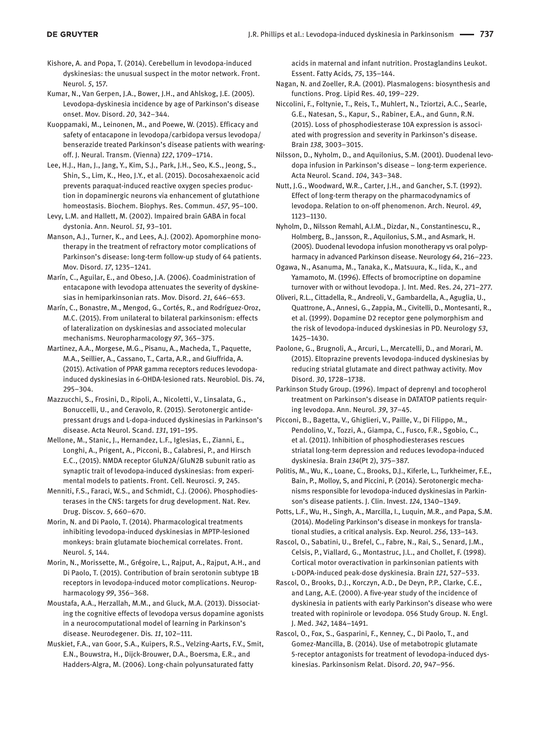Kishore, A. and Popa, T. (2014). Cerebellum in levodopa-induced dyskinesias: the unusual suspect in the motor network. Front. Neurol. *5*, 157.

Kumar, N., Van Gerpen, J.A., Bower, J.H., and Ahlskog, J.E. (2005). Levodopa-dyskinesia incidence by age of Parkinson's disease onset. Mov. Disord. *20*, 342–344.

Kuoppamaki, M., Leinonen, M., and Poewe, W. (2015). Efficacy and safety of entacapone in levodopa/carbidopa versus levodopa/benserazide treated Parkinson's disease patients with wearing-off. J. Neural. Transm. (Vienna) *122*, 1709–1714.

Lee, H.J., Han, J., Jang, Y., Kim, S.J., Park, J.H., Seo, K.S., Jeong, S., Shin, S., Lim, K., Heo, J.Y., et al. (2015). Docosahexaenoic acid prevents paraquat-induced reactive oxygen species production in dopaminergic neurons via enhancement of glutathione homeostasis. Biochem. Biophys. Res. Commun. *457*, 95–100.

Levy, L.M. and Hallett, M. (2002). Impaired brain GABA in focal dystonia. Ann. Neurol. *51*, 93–101.

Manson, A.J., Turner, K., and Lees, A.J. (2002). Apomorphine monotherapy in the treatment of refractory motor complications of Parkinson's disease: long-term follow-up study of 64 patients. Mov. Disord. *17*, 1235–1241.

Marín, C., Aguilar, E., and Obeso, J.A. (2006). Coadministration of entacapone with levodopa attenuates the severity of dyskinesias in hemiparkinsonian rats. Mov. Disord. *21*, 646–653.

Marín, C., Bonastre, M., Mengod, G., Cortés, R., and Rodríguez-Oroz, M.C. (2015). From unilateral to bilateral parkinsonism: effects of lateralization on dyskinesias and associated molecular mechanisms. Neuropharmacology *97*, 365–375.

Martinez, A.A., Morgese, M.G., Pisanu, A., Macheda, T., Paquette, M.A., Seillier, A., Cassano, T., Carta, A.R., and Giuffrida, A. (2015). Activation of PPAR gamma receptors reduces levodopa-induced dyskinesias in 6-OHDA-lesioned rats. Neurobiol. Dis. *74*, 295–304.

Mazzucchi, S., Frosini, D., Ripoli, A., Nicoletti, V., Linsalata, G., Bonuccelli, U., and Ceravolo, R. (2015). Serotonergic antidepressant drugs and L-dopa-induced dyskinesias in Parkinson's disease. Acta Neurol. Scand. *131*, 191–195.

Mellone, M., Stanic, J., Hernandez, L.F., Iglesias, E., Zianni, E., Longhi, A., Prigent, A., Picconi, B., Calabresi, P., and Hirsch E.C., (2015). NMDA receptor GluN2A/GluN2B subunit ratio as synaptic trait of levodopa-induced dyskinesias: from experimental models to patients. Front. Cell. Neurosci. *9*, 245.

Menniti, F.S., Faraci, W.S., and Schmidt, C.J. (2006). Phosphodiesterases in the CNS: targets for drug development. Nat. Rev. Drug. Discov. *5*, 660–670.

Morin, N. and Di Paolo, T. (2014). Pharmacological treatments inhibiting levodopa-induced dyskinesias in MPTP-lesioned monkeys: brain glutamate biochemical correlates. Front. Neurol. *5*, 144.

Morin, N., Morissette, M., Grégoire, L., Rajput, A., Rajput, A.H., and Di Paolo, T. (2015). Contribution of brain serotonin subtype 1B receptors in levodopa-induced motor complications. Neuropharmacology *99*, 356–368.

Moustafa, A.A., Herzallah, M.M., and Gluck, M.A. (2013). Dissociating the cognitive effects of levodopa versus dopamine agonists in a neurocomputational model of learning in Parkinson's disease. Neurodegener. Dis. *11*, 102–111.

Muskiet, F.A., van Goor, S.A., Kuipers, R.S., Velzing-Aarts, F.V., Smit, E.N., Bouwstra, H., Dijck-Brouwer, D.A., Boersma, E.R., and Hadders-Algra, M. (2006). Long-chain polyunsaturated fatty acids in maternal and infant nutrition. Prostaglandins Leukot. Essent. Fatty Acids, *75*, 135–144.

Nagan, N. and Zoeller, R.A. (2001). Plasmalogens: biosynthesis and functions. Prog. Lipid Res. *40*, 199–229.

Niccolini, F., Foltynie, T., Reis, T., Muhlert, N., Tziortzi, A.C., Searle, G.E., Natesan, S., Kapur, S., Rabiner, E.A., and Gunn, R.N. (2015). Loss of phosphodiesterase 10A expression is associated with progression and severity in Parkinson's disease. Brain *138*, 3003–3015.

Nilsson, D., Nyholm, D., and Aquilonius, S.M. (2001). Duodenal levodopa infusion in Parkinson's disease – long-term experience. Acta Neurol. Scand. *104*, 343–348.

Nutt, J.G., Woodward, W.R., Carter, J.H., and Gancher, S.T. (1992). Effect of long-term therapy on the pharmacodynamics of levodopa. Relation to on-off phenomenon. Arch. Neurol. *49*, 1123–1130.

Nyholm, D., Nilsson Remahl, A.I.M., Dizdar, N., Constantinescu, R., Holmberg, B., Jansson, R., Aquilonius, S.M., and Asmark, H. (2005). Duodenal levodopa infusion monotherapy vs oral polypharmacy in advanced Parkinson disease. Neurology *64*, 216–223.

Ogawa, N., Asanuma, M., Tanaka, K., Matsuura, K., Iida, K., and Yamamoto, M. (1996). Effects of bromocriptine on dopamine turnover with or without levodopa. J. Int. Med. Res. *24*, 271–277.

Oliveri, R.L., Cittadella, R., Andreoli, V., Gambardella, A., Aguglia, U., Quattrone, A., Annesi, G., Zappia, M., Civitelli, D., Montesanti, R., et al. (1999). Dopamine D2 receptor gene polymorphism and the risk of levodopa-induced dyskinesias in PD. Neurology *53*, 1425–1430.

Paolone, G., Brugnoli, A., Arcuri, L., Mercatelli, D., and Morari, M. (2015). Eltoprazine prevents levodopa-induced dyskinesias by reducing striatal glutamate and direct pathway activity. Mov Disord. *30*, 1728–1738.

Parkinson Study Group. (1996). Impact of deprenyl and tocopherol treatment on Parkinson's disease in DATATOP patients requiring levodopa. Ann. Neurol. *39*, 37–45.

Picconi, B., Bagetta, V., Ghiglieri, V., Paille, V., Di Filippo, M., Pendolino, V., Tozzi, A., Giampa, C., Fusco, F.R., Sgobio, C., et al. (2011). Inhibition of phosphodiesterases rescues striatal long-term depression and reduces levodopa-induced dyskinesia. Brain *134*(Pt 2), 375–387.

Politis, M., Wu, K., Loane, C., Brooks, D.J., Kiferle, L., Turkheimer, F.E., Bain, P., Molloy, S, and Piccini, P. (2014). Serotonergic mechanisms responsible for levodopa-induced dyskinesias in Parkinson's disease patients. J. Clin. Invest. *124*, 1340–1349.

Potts, L.F., Wu, H., Singh, A., Marcilla, I., Luquin, M.R., and Papa, S.M. (2014). Modeling Parkinson's disease in monkeys for translational studies, a critical analysis. Exp. Neurol. *256*, 133–143.

Rascol, O., Sabatini, U., Brefel, C., Fabre, N., Rai, S., Senard, J.M., Celsis, P., Viallard, G., Montastruc, J.L., and Chollet, F. (1998). Cortical motor overactivation in parkinsonian patients with L-DOPA-induced peak-dose dyskinesia. Brain *121*, 527–533.

Rascol, O., Brooks, D.J., Korczyn, A.D., De Deyn, P.P., Clarke, C.E., and Lang, A.E. (2000). A five-year study of the incidence of dyskinesia in patients with early Parkinson's disease who were treated with ropinirole or levodopa. 056 Study Group. N. Engl. J. Med. *342*, 1484–1491.

Rascol, O., Fox, S., Gasparini, F., Kenney, C., Di Paolo, T., and Gomez-Mancilla, B. (2014). Use of metabotropic glutamate 5-receptor antagonists for treatment of levodopa-induced dyskinesias. Parkinsonism Relat. Disord. *20*, 947–956.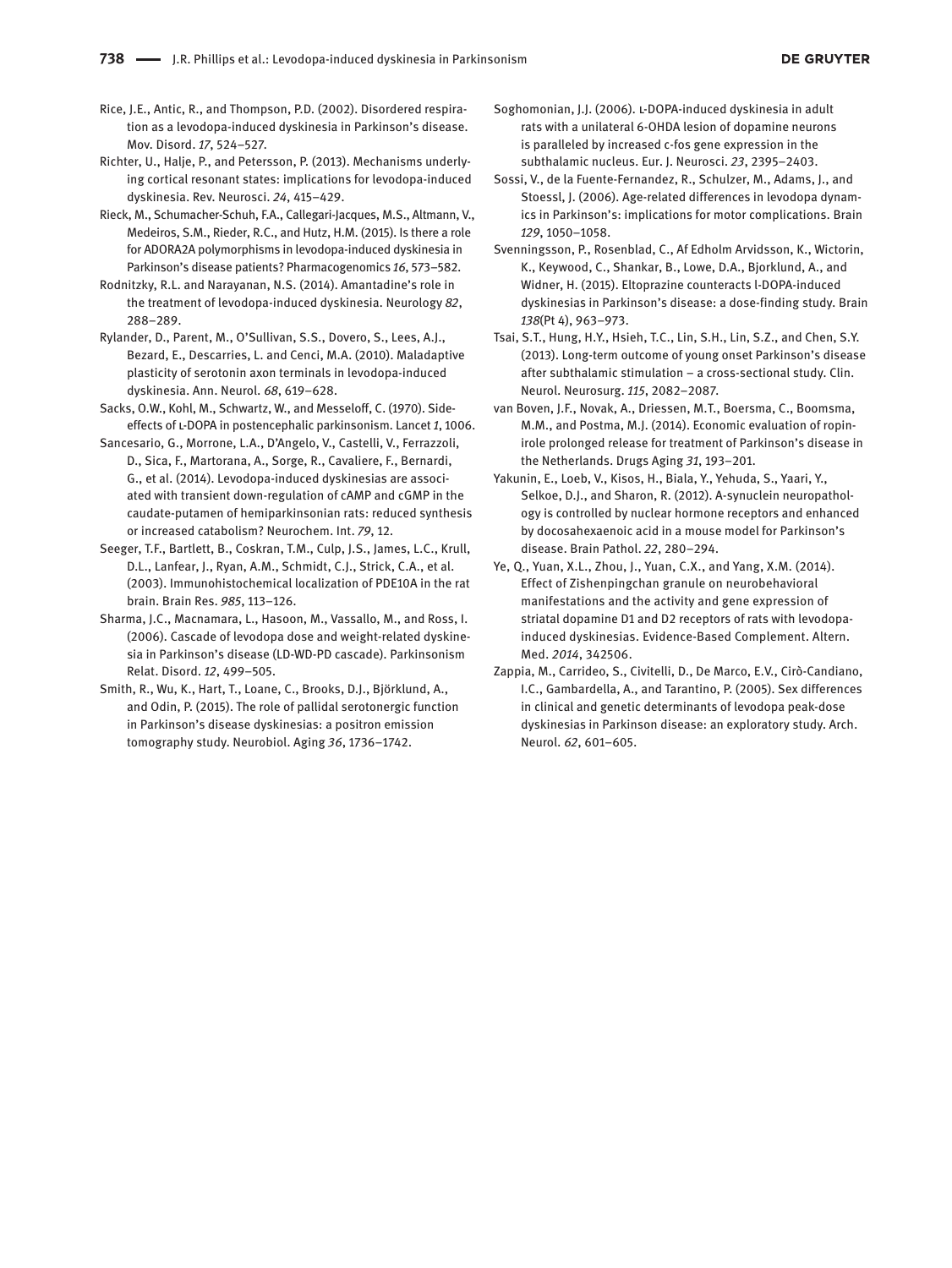Rice, J.E., Antic, R., and Thompson, P.D. (2002). Disordered respiration as a levodopa-induced dyskinesia in Parkinson's disease. Mov. Disord. *17*, 524–527.

Richter, U., Halje, P., and Petersson, P. (2013). Mechanisms underlying cortical resonant states: implications for levodopa-induced dyskinesia. Rev. Neurosci. *24*, 415–429.

Rieck, M., Schumacher-Schuh, F.A., Callegari-Jacques, M.S., Altmann, V., Medeiros, S.M., Rieder, R.C., and Hutz, H.M. (2015). Is there a role for ADORA2A polymorphisms in levodopa-induced dyskinesia in Parkinson's disease patients? Pharmacogenomics *16*, 573–582.

Rodnitzky, R.L. and Narayanan, N.S. (2014). Amantadine's role in the treatment of levodopa-induced dyskinesia. Neurology *82*, 288–289.

Rylander, D., Parent, M., O'Sullivan, S.S., Dovero, S., Lees, A.J., Bezard, E., Descarries, L. and Cenci, M.A. (2010). Maladaptive plasticity of serotonin axon terminals in levodopa-induced dyskinesia. Ann. Neurol. *68*, 619–628.

Sacks, O.W., Kohl, M., Schwartz, W., and Messeloff, C. (1970). Side-effects of L-DOPA in postencephalic parkinsonism. Lancet *1*, 1006.

Sancesario, G., Morrone, L.A., D'Angelo, V., Castelli, V., Ferrazzoli, D., Sica, F., Martorana, A., Sorge, R., Cavaliere, F., Bernardi, G., et al. (2014). Levodopa-induced dyskinesias are associated with transient down-regulation of cAMP and cGMP in the caudate-putamen of hemiparkinsonian rats: reduced synthesis or increased catabolism? Neurochem. Int. *79*, 12.

Seeger, T.F., Bartlett, B., Coskran, T.M., Culp, J.S., James, L.C., Krull, D.L., Lanfear, J., Ryan, A.M., Schmidt, C.J., Strick, C.A., et al. (2003). Immunohistochemical localization of PDE10A in the rat brain. Brain Res. *985*, 113–126.

Sharma, J.C., Macnamara, L., Hasoon, M., Vassallo, M., and Ross, I. (2006). Cascade of levodopa dose and weight-related dyskinesia in Parkinson's disease (LD-WD-PD cascade). Parkinsonism Relat. Disord. *12*, 499–505.

Smith, R., Wu, K., Hart, T., Loane, C., Brooks, D.J., Björklund, A., and Odin, P. (2015). The role of pallidal serotonergic function in Parkinson's disease dyskinesias: a positron emission tomography study. Neurobiol. Aging *36*, 1736–1742.

Soghomonian, J.J. (2006). L-DOPA-induced dyskinesia in adult rats with a unilateral 6-OHDA lesion of dopamine neurons is paralleled by increased c-fos gene expression in the subthalamic nucleus. Eur. J. Neurosci. *23*, 2395–2403.

Sossi, V., de la Fuente-Fernandez, R., Schulzer, M., Adams, J., and Stoessl, J. (2006). Age-related differences in levodopa dynamics in Parkinson's: implications for motor complications. Brain *129*, 1050–1058.

Svenningsson, P., Rosenblad, C., Af Edholm Arvidsson, K., Wictorin, K., Keywood, C., Shankar, B., Lowe, D.A., Bjorklund, A., and Widner, H. (2015). Eltoprazine counteracts l-DOPA-induced dyskinesias in Parkinson's disease: a dose-finding study. Brain *138*(Pt 4), 963–973.

Tsai, S.T., Hung, H.Y., Hsieh, T.C., Lin, S.H., Lin, S.Z., and Chen, S.Y. (2013). Long-term outcome of young onset Parkinson's disease after subthalamic stimulation – a cross-sectional study. Clin. Neurol. Neurosurg. *115*, 2082–2087.

van Boven, J.F., Novak, A., Driessen, M.T., Boersma, C., Boomsma, M.M., and Postma, M.J. (2014). Economic evaluation of ropinirole prolonged release for treatment of Parkinson's disease in the Netherlands. Drugs Aging *31*, 193–201.

Yakunin, E., Loeb, V., Kisos, H., Biala, Y., Yehuda, S., Yaari, Y., Selkoe, D.J., and Sharon, R. (2012). A-synuclein neuropathology is controlled by nuclear hormone receptors and enhanced by docosahexaenoic acid in a mouse model for Parkinson's disease. Brain Pathol. *22*, 280–294.

Ye, Q., Yuan, X.L., Zhou, J., Yuan, C.X., and Yang, X.M. (2014). Effect of Zishenpingchan granule on neurobehavioral manifestations and the activity and gene expression of striatal dopamine D1 and D2 receptors of rats with levodopa-induced dyskinesias. Evidence-Based Complement. Altern. Med. *2014*, 342506.

Zappia, M., Carrideo, S., Civitelli, D., De Marco, E.V., Cirò-Candiano, I.C., Gambardella, A., and Tarantino, P. (2005). Sex differences in clinical and genetic determinants of levodopa peak-dose dyskinesias in Parkinson disease: an exploratory study. Arch. Neurol. *62*, 601–605.